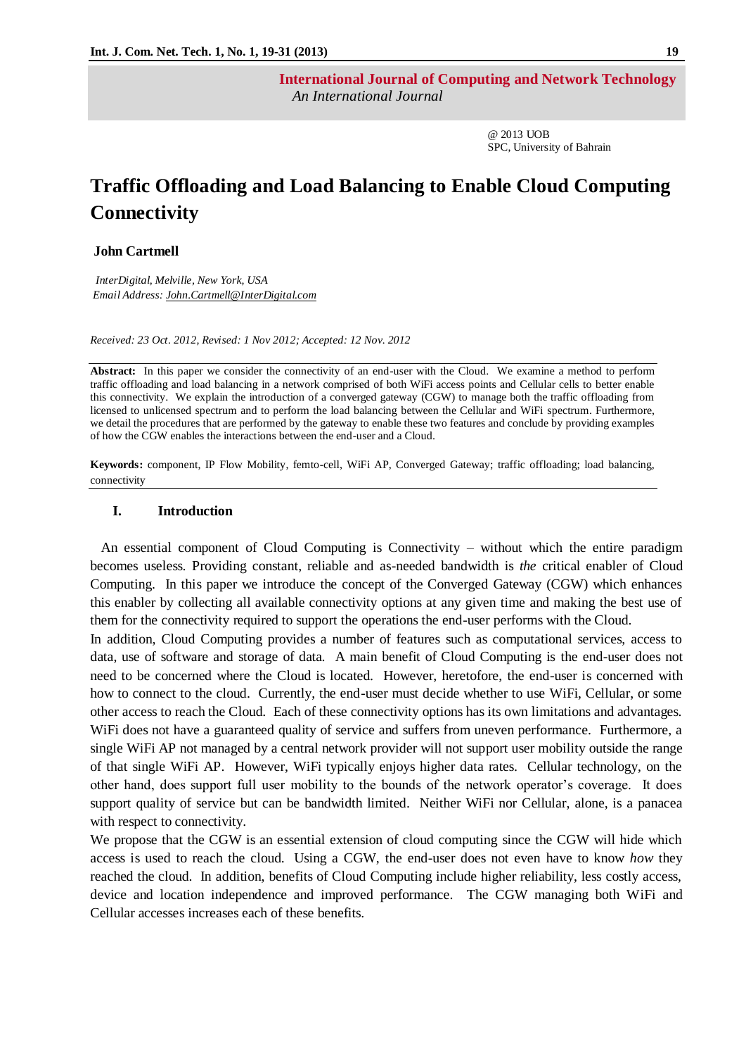International Journal of Computing and Network Technology

*An International Journal*

@ 2013 UOB
SPC, University of Bahrain

# Traffic Offloading and Load Balancing to Enable Cloud Computing Connectivity

**John Cartmell**

*InterDigital, Melville, New York, USA*
*Email Address: John.Cartmell@InterDigital.com*

*Received: 23 Oct. 2012, Revised: 1 Nov 2012; Accepted: 12 Nov. 2012*

**Abstract:** In this paper we consider the connectivity of an end-user with the Cloud. We examine a method to perform traffic offloading and load balancing in a network comprised of both WiFi access points and Cellular cells to better enable this connectivity. We explain the introduction of a converged gateway (CGW) to manage both the traffic offloading from licensed to unlicensed spectrum and to perform the load balancing between the Cellular and WiFi spectrum. Furthermore, we detail the procedures that are performed by the gateway to enable these two features and conclude by providing examples of how the CGW enables the interactions between the end-user and a Cloud.

**Keywords:** component, IP Flow Mobility, femto-cell, WiFi AP, Converged Gateway; traffic offloading; load balancing, connectivity

## I. Introduction

An essential component of Cloud Computing is Connectivity – without which the entire paradigm becomes useless. Providing constant, reliable and as-needed bandwidth is *the* critical enabler of Cloud Computing. In this paper we introduce the concept of the Converged Gateway (CGW) which enhances this enabler by collecting all available connectivity options at any given time and making the best use of them for the connectivity required to support the operations the end-user performs with the Cloud.

In addition, Cloud Computing provides a number of features such as computational services, access to data, use of software and storage of data. A main benefit of Cloud Computing is the end-user does not need to be concerned where the Cloud is located. However, heretofore, the end-user is concerned with how to connect to the cloud. Currently, the end-user must decide whether to use WiFi, Cellular, or some other access to reach the Cloud. Each of these connectivity options has its own limitations and advantages. WiFi does not have a guaranteed quality of service and suffers from uneven performance. Furthermore, a single WiFi AP not managed by a central network provider will not support user mobility outside the range of that single WiFi AP. However, WiFi typically enjoys higher data rates. Cellular technology, on the other hand, does support full user mobility to the bounds of the network operator's coverage. It does support quality of service but can be bandwidth limited. Neither WiFi nor Cellular, alone, is a panacea with respect to connectivity.

We propose that the CGW is an essential extension of cloud computing since the CGW will hide which access is used to reach the cloud. Using a CGW, the end-user does not even have to know *how* they reached the cloud. In addition, benefits of Cloud Computing include higher reliability, less costly access, device and location independence and improved performance. The CGW managing both WiFi and Cellular accesses increases each of these benefits.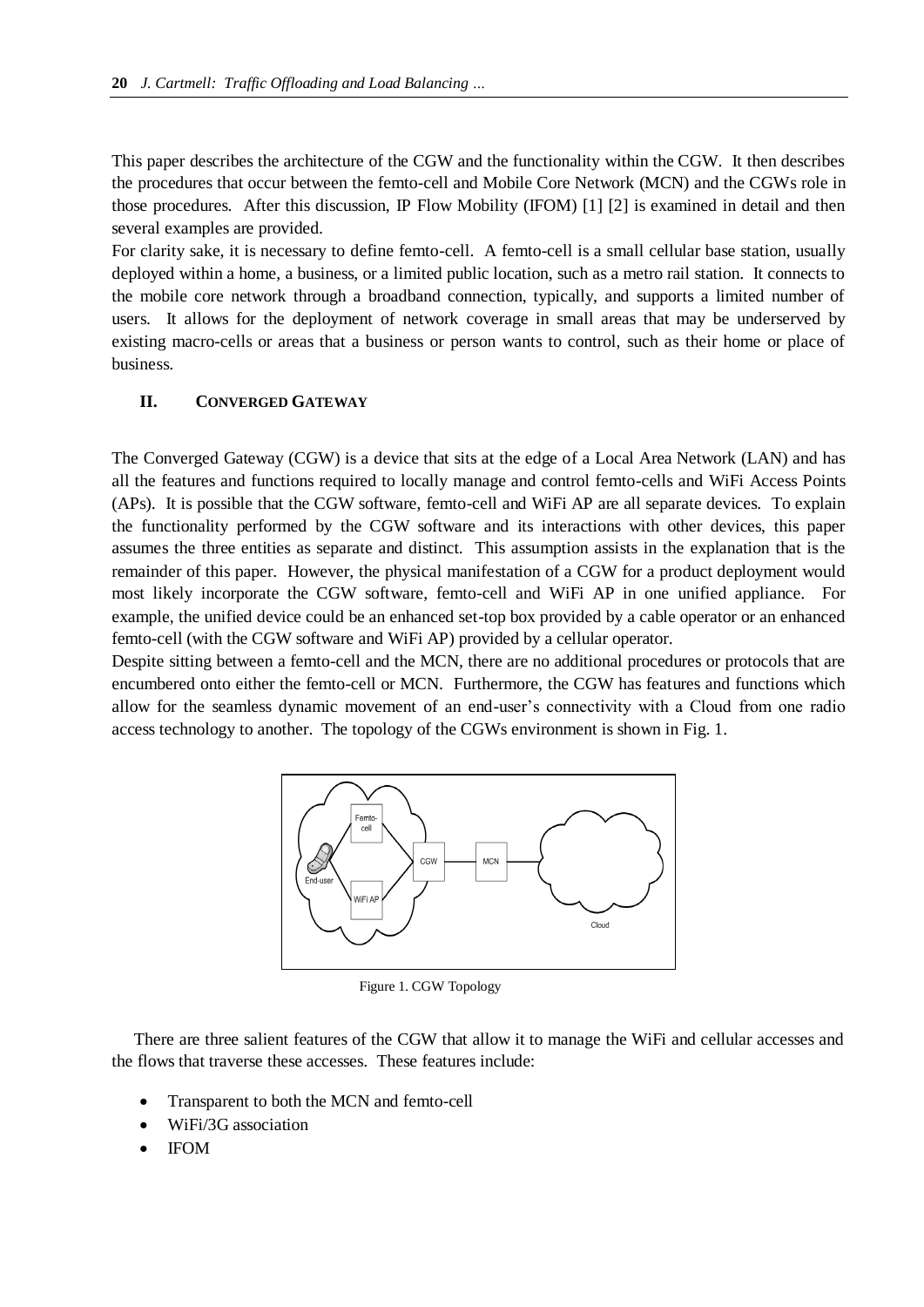This paper describes the architecture of the CGW and the functionality within the CGW. It then describes the procedures that occur between the femto-cell and Mobile Core Network (MCN) and the CGWs role in those procedures. After this discussion, IP Flow Mobility (IFOM) [1] [2] is examined in detail and then several examples are provided.

For clarity sake, it is necessary to define femto-cell. A femto-cell is a small cellular base station, usually deployed within a home, a business, or a limited public location, such as a metro rail station. It connects to the mobile core network through a broadband connection, typically, and supports a limited number of users. It allows for the deployment of network coverage in small areas that may be underserved by existing macro-cells or areas that a business or person wants to control, such as their home or place of business.

## II. CONVERGED GATEWAY

The Converged Gateway (CGW) is a device that sits at the edge of a Local Area Network (LAN) and has all the features and functions required to locally manage and control femto-cells and WiFi Access Points (APs). It is possible that the CGW software, femto-cell and WiFi AP are all separate devices. To explain the functionality performed by the CGW software and its interactions with other devices, this paper assumes the three entities as separate and distinct. This assumption assists in the explanation that is the remainder of this paper. However, the physical manifestation of a CGW for a product deployment would most likely incorporate the CGW software, femto-cell and WiFi AP in one unified appliance. For example, the unified device could be an enhanced set-top box provided by a cable operator or an enhanced femto-cell (with the CGW software and WiFi AP) provided by a cellular operator.

Despite sitting between a femto-cell and the MCN, there are no additional procedures or protocols that are encumbered onto either the femto-cell or MCN. Furthermore, the CGW has features and functions which allow for the seamless dynamic movement of an end-user's connectivity with a Cloud from one radio access technology to another. The topology of the CGWs environment is shown in Fig. 1.

Figure 1. CGW Topology

There are three salient features of the CGW that allow it to manage the WiFi and cellular accesses and the flows that traverse these accesses. These features include:

- Transparent to both the MCN and femto-cell
- WiFi/3G association
- IFOM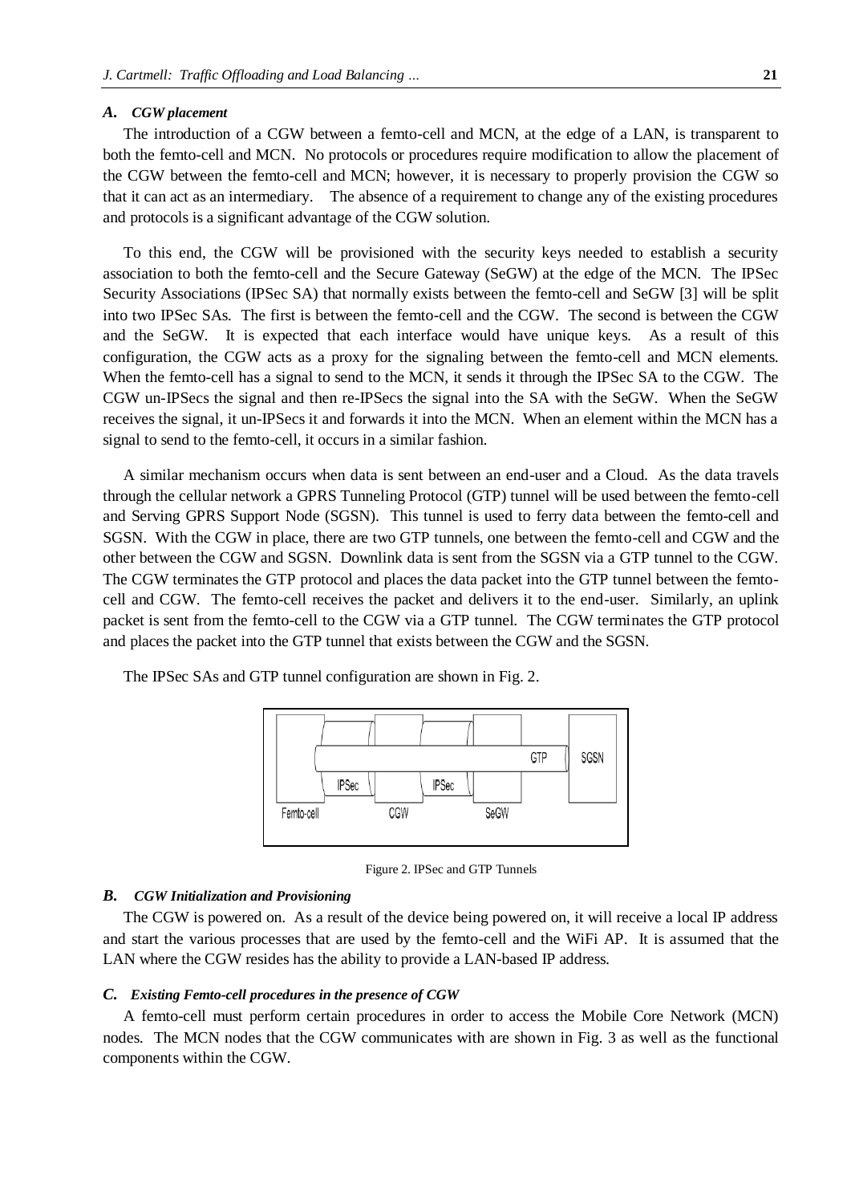### *A. CGW placement*

The introduction of a CGW between a femto-cell and MCN, at the edge of a LAN, is transparent to both the femto-cell and MCN. No protocols or procedures require modification to allow the placement of the CGW between the femto-cell and MCN; however, it is necessary to properly provision the CGW so that it can act as an intermediary. The absence of a requirement to change any of the existing procedures and protocols is a significant advantage of the CGW solution.

To this end, the CGW will be provisioned with the security keys needed to establish a security association to both the femto-cell and the Secure Gateway (SeGW) at the edge of the MCN. The IPSec Security Associations (IPSec SA) that normally exists between the femto-cell and SeGW [3] will be split into two IPSec SAs. The first is between the femto-cell and the CGW. The second is between the CGW and the SeGW. It is expected that each interface would have unique keys. As a result of this configuration, the CGW acts as a proxy for the signaling between the femto-cell and MCN elements. When the femto-cell has a signal to send to the MCN, it sends it through the IPSec SA to the CGW. The CGW un-IPSecs the signal and then re-IPSecs the signal into the SA with the SeGW. When the SeGW receives the signal, it un-IPSecs it and forwards it into the MCN. When an element within the MCN has a signal to send to the femto-cell, it occurs in a similar fashion.

A similar mechanism occurs when data is sent between an end-user and a Cloud. As the data travels through the cellular network a GPRS Tunneling Protocol (GTP) tunnel will be used between the femto-cell and Serving GPRS Support Node (SGSN). This tunnel is used to ferry data between the femto-cell and SGSN. With the CGW in place, there are two GTP tunnels, one between the femto-cell and CGW and the other between the CGW and SGSN. Downlink data is sent from the SGSN via a GTP tunnel to the CGW. The CGW terminates the GTP protocol and places the data packet into the GTP tunnel between the femto-cell and CGW. The femto-cell receives the packet and delivers it to the end-user. Similarly, an uplink packet is sent from the femto-cell to the CGW via a GTP tunnel. The CGW terminates the GTP protocol and places the packet into the GTP tunnel that exists between the CGW and the SGSN.

The IPSec SAs and GTP tunnel configuration are shown in Fig. 2.

Figure 2. IPSec and GTP Tunnels

### *B. CGW Initialization and Provisioning*

The CGW is powered on. As a result of the device being powered on, it will receive a local IP address and start the various processes that are used by the femto-cell and the WiFi AP. It is assumed that the LAN where the CGW resides has the ability to provide a LAN-based IP address.

### *C. Existing Femto-cell procedures in the presence of CGW*

A femto-cell must perform certain procedures in order to access the Mobile Core Network (MCN) nodes. The MCN nodes that the CGW communicates with are shown in Fig. 3 as well as the functional components within the CGW.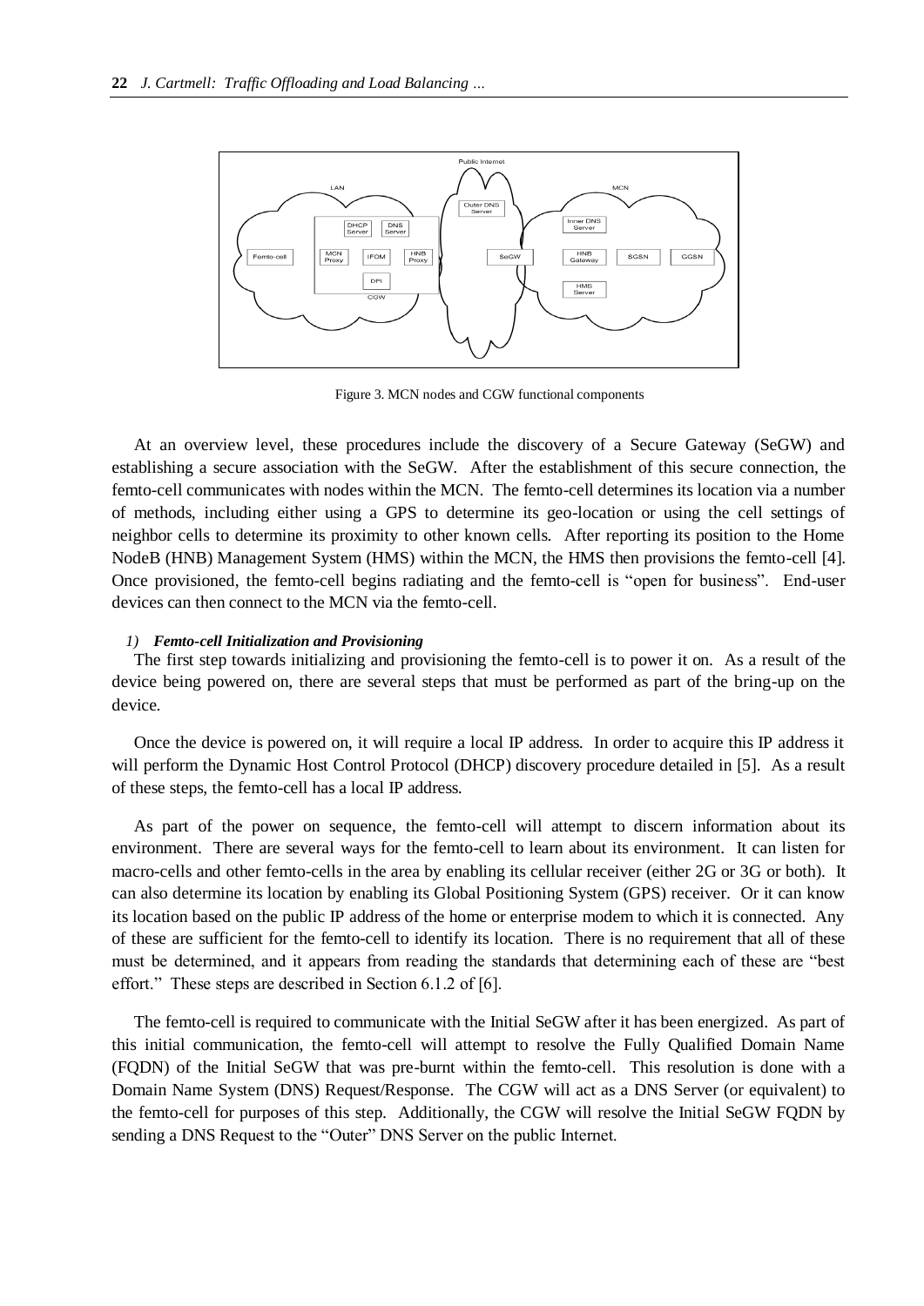Figure 3. MCN nodes and CGW functional components

At an overview level, these procedures include the discovery of a Secure Gateway (SeGW) and establishing a secure association with the SeGW. After the establishment of this secure connection, the femto-cell communicates with nodes within the MCN. The femto-cell determines its location via a number of methods, including either using a GPS to determine its geo-location or using the cell settings of neighbor cells to determine its proximity to other known cells. After reporting its position to the Home NodeB (HNB) Management System (HMS) within the MCN, the HMS then provisions the femto-cell [4]. Once provisioned, the femto-cell begins radiating and the femto-cell is "open for business". End-user devices can then connect to the MCN via the femto-cell.

#### *1) Femto-cell Initialization and Provisioning*

The first step towards initializing and provisioning the femto-cell is to power it on. As a result of the device being powered on, there are several steps that must be performed as part of the bring-up on the device.

Once the device is powered on, it will require a local IP address. In order to acquire this IP address it will perform the Dynamic Host Control Protocol (DHCP) discovery procedure detailed in [5]. As a result of these steps, the femto-cell has a local IP address.

As part of the power on sequence, the femto-cell will attempt to discern information about its environment. There are several ways for the femto-cell to learn about its environment. It can listen for macro-cells and other femto-cells in the area by enabling its cellular receiver (either 2G or 3G or both). It can also determine its location by enabling its Global Positioning System (GPS) receiver. Or it can know its location based on the public IP address of the home or enterprise modem to which it is connected. Any of these are sufficient for the femto-cell to identify its location. There is no requirement that all of these must be determined, and it appears from reading the standards that determining each of these are "best effort." These steps are described in Section 6.1.2 of [6].

The femto-cell is required to communicate with the Initial SeGW after it has been energized. As part of this initial communication, the femto-cell will attempt to resolve the Fully Qualified Domain Name (FQDN) of the Initial SeGW that was pre-burnt within the femto-cell. This resolution is done with a Domain Name System (DNS) Request/Response. The CGW will act as a DNS Server (or equivalent) to the femto-cell for purposes of this step. Additionally, the CGW will resolve the Initial SeGW FQDN by sending a DNS Request to the "Outer" DNS Server on the public Internet.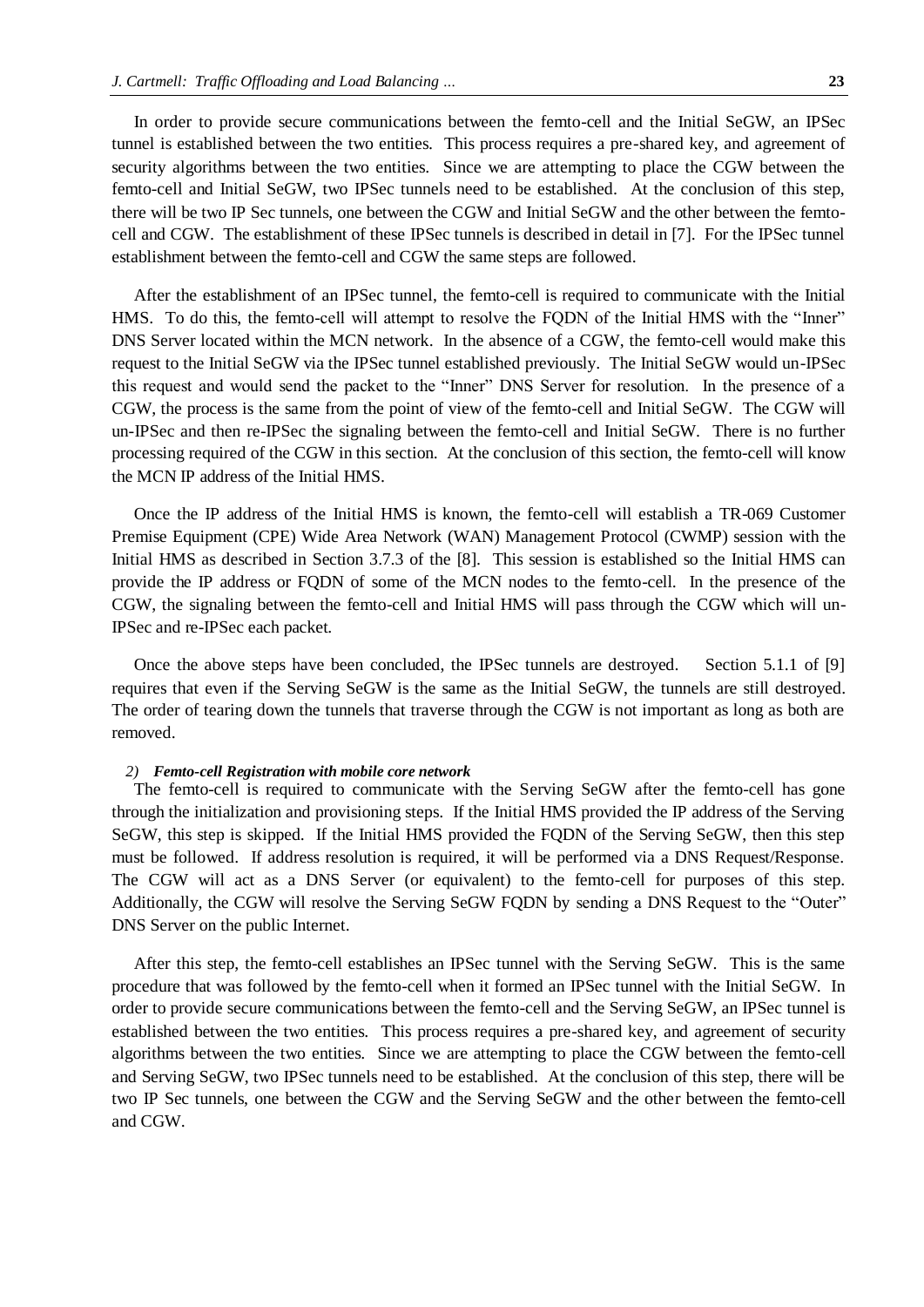In order to provide secure communications between the femto-cell and the Initial SeGW, an IPSec tunnel is established between the two entities. This process requires a pre-shared key, and agreement of security algorithms between the two entities. Since we are attempting to place the CGW between the femto-cell and Initial SeGW, two IPSec tunnels need to be established. At the conclusion of this step, there will be two IP Sec tunnels, one between the CGW and Initial SeGW and the other between the femto-cell and CGW. The establishment of these IPSec tunnels is described in detail in [7]. For the IPSec tunnel establishment between the femto-cell and CGW the same steps are followed.

After the establishment of an IPSec tunnel, the femto-cell is required to communicate with the Initial HMS. To do this, the femto-cell will attempt to resolve the FQDN of the Initial HMS with the "Inner" DNS Server located within the MCN network. In the absence of a CGW, the femto-cell would make this request to the Initial SeGW via the IPSec tunnel established previously. The Initial SeGW would un-IPSec this request and would send the packet to the "Inner" DNS Server for resolution. In the presence of a CGW, the process is the same from the point of view of the femto-cell and Initial SeGW. The CGW will un-IPSec and then re-IPSec the signaling between the femto-cell and Initial SeGW. There is no further processing required of the CGW in this section. At the conclusion of this section, the femto-cell will know the MCN IP address of the Initial HMS.

Once the IP address of the Initial HMS is known, the femto-cell will establish a TR-069 Customer Premise Equipment (CPE) Wide Area Network (WAN) Management Protocol (CWMP) session with the Initial HMS as described in Section 3.7.3 of the [8]. This session is established so the Initial HMS can provide the IP address or FQDN of some of the MCN nodes to the femto-cell. In the presence of the CGW, the signaling between the femto-cell and Initial HMS will pass through the CGW which will un-IPSec and re-IPSec each packet.

Once the above steps have been concluded, the IPSec tunnels are destroyed. Section 5.1.1 of [9] requires that even if the Serving SeGW is the same as the Initial SeGW, the tunnels are still destroyed. The order of tearing down the tunnels that traverse through the CGW is not important as long as both are removed.

#### 2) *Femto-cell Registration with mobile core network*

The femto-cell is required to communicate with the Serving SeGW after the femto-cell has gone through the initialization and provisioning steps. If the Initial HMS provided the IP address of the Serving SeGW, this step is skipped. If the Initial HMS provided the FQDN of the Serving SeGW, then this step must be followed. If address resolution is required, it will be performed via a DNS Request/Response. The CGW will act as a DNS Server (or equivalent) to the femto-cell for purposes of this step. Additionally, the CGW will resolve the Serving SeGW FQDN by sending a DNS Request to the "Outer" DNS Server on the public Internet.

After this step, the femto-cell establishes an IPSec tunnel with the Serving SeGW. This is the same procedure that was followed by the femto-cell when it formed an IPSec tunnel with the Initial SeGW. In order to provide secure communications between the femto-cell and the Serving SeGW, an IPSec tunnel is established between the two entities. This process requires a pre-shared key, and agreement of security algorithms between the two entities. Since we are attempting to place the CGW between the femto-cell and Serving SeGW, two IPSec tunnels need to be established. At the conclusion of this step, there will be two IP Sec tunnels, one between the CGW and the Serving SeGW and the other between the femto-cell and CGW.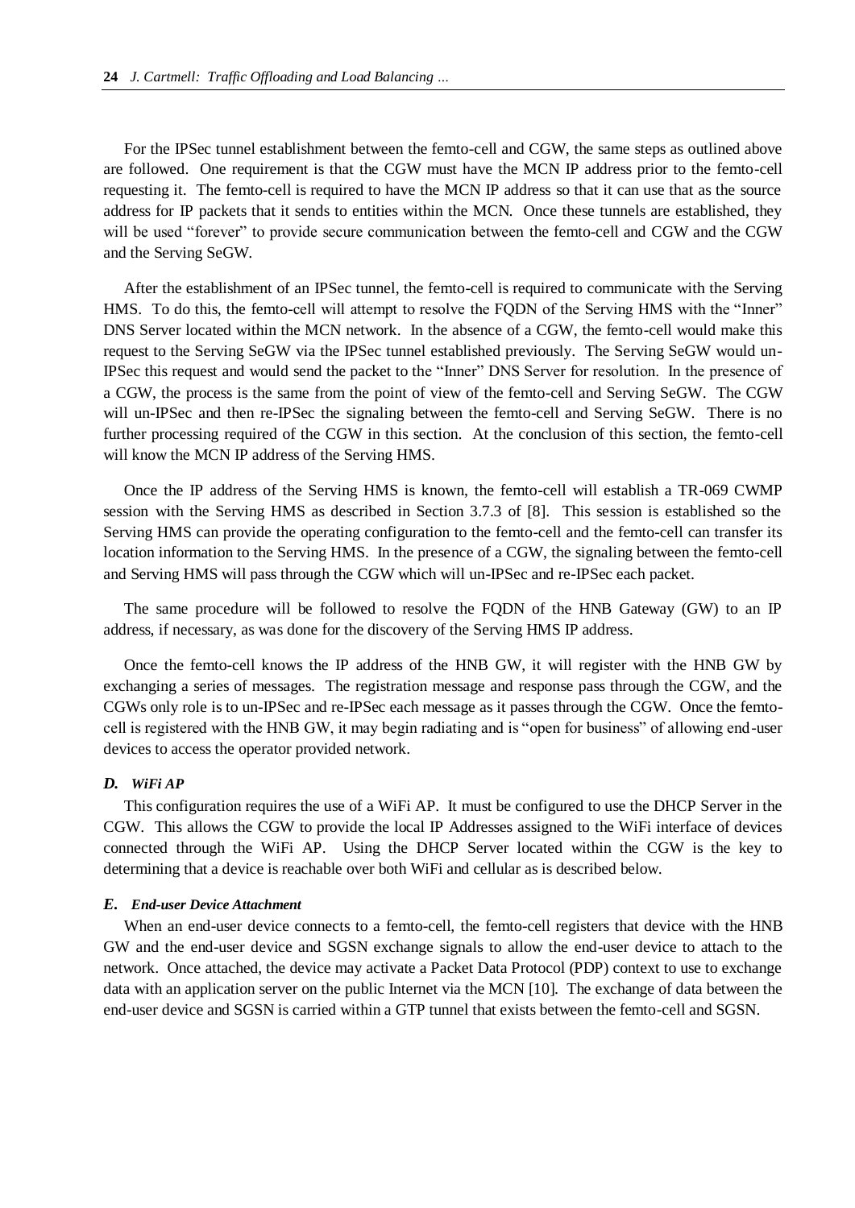For the IPSec tunnel establishment between the femto-cell and CGW, the same steps as outlined above are followed. One requirement is that the CGW must have the MCN IP address prior to the femto-cell requesting it. The femto-cell is required to have the MCN IP address so that it can use that as the source address for IP packets that it sends to entities within the MCN. Once these tunnels are established, they will be used "forever" to provide secure communication between the femto-cell and CGW and the CGW and the Serving SeGW.

After the establishment of an IPSec tunnel, the femto-cell is required to communicate with the Serving HMS. To do this, the femto-cell will attempt to resolve the FQDN of the Serving HMS with the "Inner" DNS Server located within the MCN network. In the absence of a CGW, the femto-cell would make this request to the Serving SeGW via the IPSec tunnel established previously. The Serving SeGW would un-IPSec this request and would send the packet to the "Inner" DNS Server for resolution. In the presence of a CGW, the process is the same from the point of view of the femto-cell and Serving SeGW. The CGW will un-IPSec and then re-IPSec the signaling between the femto-cell and Serving SeGW. There is no further processing required of the CGW in this section. At the conclusion of this section, the femto-cell will know the MCN IP address of the Serving HMS.

Once the IP address of the Serving HMS is known, the femto-cell will establish a TR-069 CWMP session with the Serving HMS as described in Section 3.7.3 of [8]. This session is established so the Serving HMS can provide the operating configuration to the femto-cell and the femto-cell can transfer its location information to the Serving HMS. In the presence of a CGW, the signaling between the femto-cell and Serving HMS will pass through the CGW which will un-IPSec and re-IPSec each packet.

The same procedure will be followed to resolve the FQDN of the HNB Gateway (GW) to an IP address, if necessary, as was done for the discovery of the Serving HMS IP address.

Once the femto-cell knows the IP address of the HNB GW, it will register with the HNB GW by exchanging a series of messages. The registration message and response pass through the CGW, and the CGWs only role is to un-IPSec and re-IPSec each message as it passes through the CGW. Once the femto-cell is registered with the HNB GW, it may begin radiating and is "open for business" of allowing end-user devices to access the operator provided network.

### *D. WiFi AP*

This configuration requires the use of a WiFi AP. It must be configured to use the DHCP Server in the CGW. This allows the CGW to provide the local IP Addresses assigned to the WiFi interface of devices connected through the WiFi AP. Using the DHCP Server located within the CGW is the key to determining that a device is reachable over both WiFi and cellular as is described below.

### *E. End-user Device Attachment*

When an end-user device connects to a femto-cell, the femto-cell registers that device with the HNB GW and the end-user device and SGSN exchange signals to allow the end-user device to attach to the network. Once attached, the device may activate a Packet Data Protocol (PDP) context to use to exchange data with an application server on the public Internet via the MCN [10]. The exchange of data between the end-user device and SGSN is carried within a GTP tunnel that exists between the femto-cell and SGSN.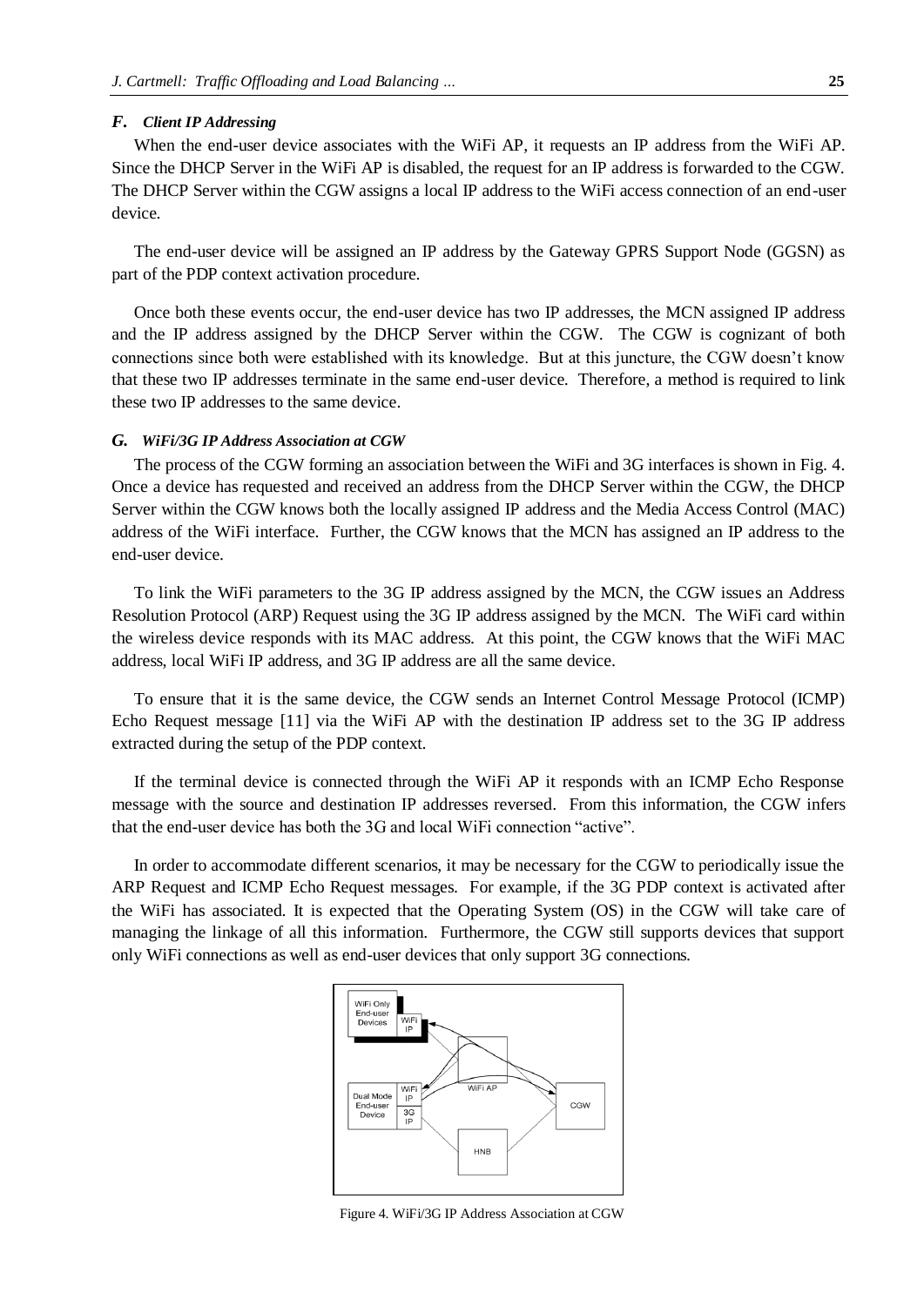### *F. Client IP Addressing*

When the end-user device associates with the WiFi AP, it requests an IP address from the WiFi AP. Since the DHCP Server in the WiFi AP is disabled, the request for an IP address is forwarded to the CGW. The DHCP Server within the CGW assigns a local IP address to the WiFi access connection of an end-user device.

The end-user device will be assigned an IP address by the Gateway GPRS Support Node (GGSN) as part of the PDP context activation procedure.

Once both these events occur, the end-user device has two IP addresses, the MCN assigned IP address and the IP address assigned by the DHCP Server within the CGW. The CGW is cognizant of both connections since both were established with its knowledge. But at this juncture, the CGW doesn't know that these two IP addresses terminate in the same end-user device. Therefore, a method is required to link these two IP addresses to the same device.

### *G. WiFi/3G IP Address Association at CGW*

The process of the CGW forming an association between the WiFi and 3G interfaces is shown in Fig. 4. Once a device has requested and received an address from the DHCP Server within the CGW, the DHCP Server within the CGW knows both the locally assigned IP address and the Media Access Control (MAC) address of the WiFi interface. Further, the CGW knows that the MCN has assigned an IP address to the end-user device.

To link the WiFi parameters to the 3G IP address assigned by the MCN, the CGW issues an Address Resolution Protocol (ARP) Request using the 3G IP address assigned by the MCN. The WiFi card within the wireless device responds with its MAC address. At this point, the CGW knows that the WiFi MAC address, local WiFi IP address, and 3G IP address are all the same device.

To ensure that it is the same device, the CGW sends an Internet Control Message Protocol (ICMP) Echo Request message [11] via the WiFi AP with the destination IP address set to the 3G IP address extracted during the setup of the PDP context.

If the terminal device is connected through the WiFi AP it responds with an ICMP Echo Response message with the source and destination IP addresses reversed. From this information, the CGW infers that the end-user device has both the 3G and local WiFi connection "active".

In order to accommodate different scenarios, it may be necessary for the CGW to periodically issue the ARP Request and ICMP Echo Request messages. For example, if the 3G PDP context is activated after the WiFi has associated. It is expected that the Operating System (OS) in the CGW will take care of managing the linkage of all this information. Furthermore, the CGW still supports devices that support only WiFi connections as well as end-user devices that only support 3G connections.

Figure 4. WiFi/3G IP Address Association at CGW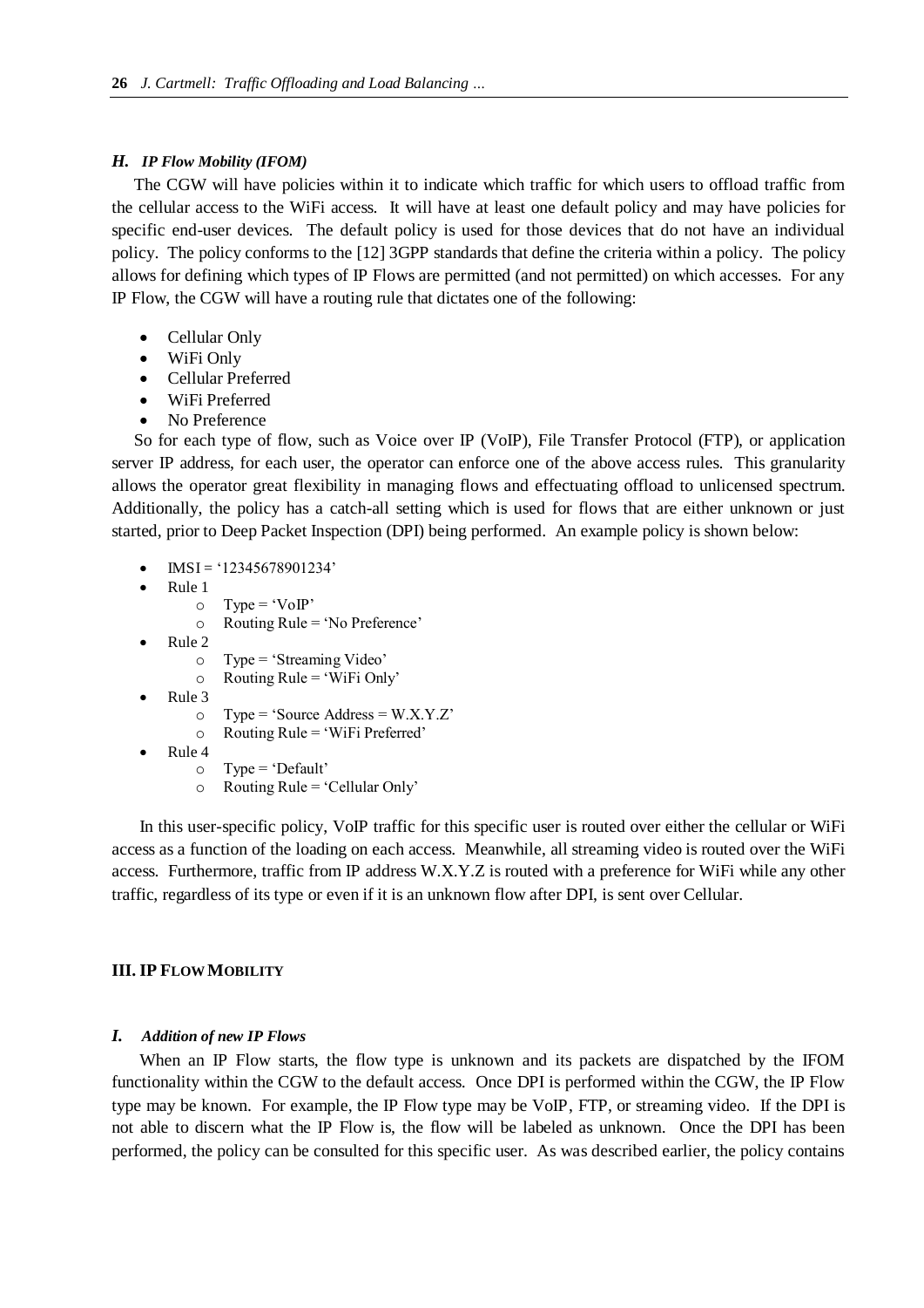### *H. IP Flow Mobility (IFOM)*

The CGW will have policies within it to indicate which traffic for which users to offload traffic from the cellular access to the WiFi access. It will have at least one default policy and may have policies for specific end-user devices. The default policy is used for those devices that do not have an individual policy. The policy conforms to the [12] 3GPP standards that define the criteria within a policy. The policy allows for defining which types of IP Flows are permitted (and not permitted) on which accesses. For any IP Flow, the CGW will have a routing rule that dictates one of the following:

- Cellular Only
- WiFi Only
- Cellular Preferred
- WiFi Preferred
- No Preference

So for each type of flow, such as Voice over IP (VoIP), File Transfer Protocol (FTP), or application server IP address, for each user, the operator can enforce one of the above access rules. This granularity allows the operator great flexibility in managing flows and effectuating offload to unlicensed spectrum. Additionally, the policy has a catch-all setting which is used for flows that are either unknown or just started, prior to Deep Packet Inspection (DPI) being performed. An example policy is shown below:

- IMSI = '12345678901234'
- Rule 1
    - Type = 'VoIP'
    - Routing Rule = 'No Preference'
- Rule 2
    - Type = 'Streaming Video'
    - Routing Rule = 'WiFi Only'
- Rule 3
    - Type = 'Source Address = W.X.Y.Z'
    - Routing Rule = 'WiFi Preferred'
- Rule 4
    - Type = 'Default'
    - Routing Rule = 'Cellular Only'

In this user-specific policy, VoIP traffic for this specific user is routed over either the cellular or WiFi access as a function of the loading on each access. Meanwhile, all streaming video is routed over the WiFi access. Furthermore, traffic from IP address W.X.Y.Z is routed with a preference for WiFi while any other traffic, regardless of its type or even if it is an unknown flow after DPI, is sent over Cellular.

## III. IP FLOW MOBILITY

### *I. Addition of new IP Flows*

When an IP Flow starts, the flow type is unknown and its packets are dispatched by the IFOM functionality within the CGW to the default access. Once DPI is performed within the CGW, the IP Flow type may be known. For example, the IP Flow type may be VoIP, FTP, or streaming video. If the DPI is not able to discern what the IP Flow is, the flow will be labeled as unknown. Once the DPI has been performed, the policy can be consulted for this specific user. As was described earlier, the policy contains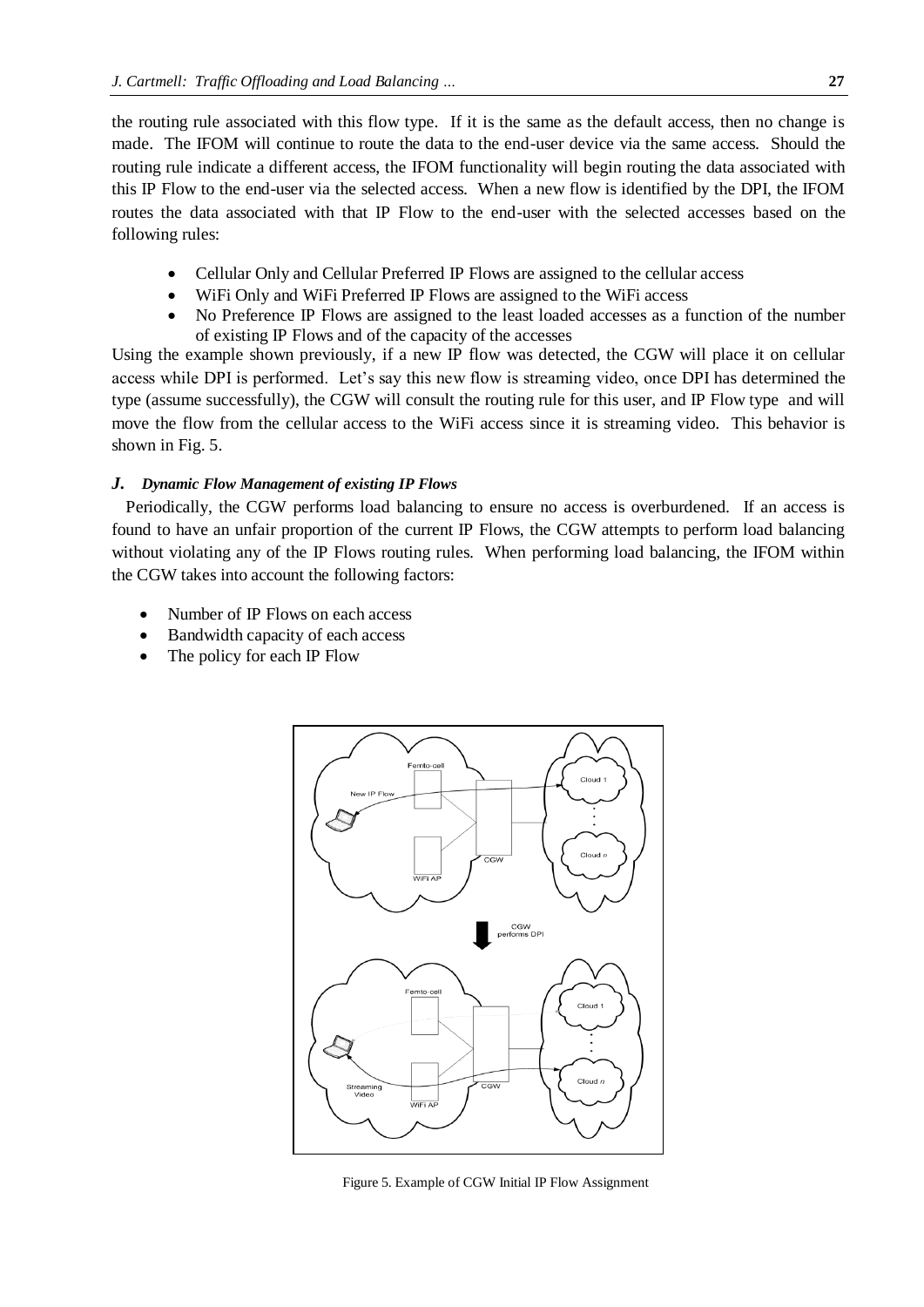the routing rule associated with this flow type. If it is the same as the default access, then no change is made. The IFOM will continue to route the data to the end-user device via the same access. Should the routing rule indicate a different access, the IFOM functionality will begin routing the data associated with this IP Flow to the end-user via the selected access. When a new flow is identified by the DPI, the IFOM routes the data associated with that IP Flow to the end-user with the selected accesses based on the following rules:

- Cellular Only and Cellular Preferred IP Flows are assigned to the cellular access
- WiFi Only and WiFi Preferred IP Flows are assigned to the WiFi access
- No Preference IP Flows are assigned to the least loaded accesses as a function of the number of existing IP Flows and of the capacity of the accesses

Using the example shown previously, if a new IP flow was detected, the CGW will place it on cellular access while DPI is performed. Let's say this new flow is streaming video, once DPI has determined the type (assume successfully), the CGW will consult the routing rule for this user, and IP Flow type and will move the flow from the cellular access to the WiFi access since it is streaming video. This behavior is shown in Fig. 5.

### *J. Dynamic Flow Management of existing IP Flows*

Periodically, the CGW performs load balancing to ensure no access is overburdened. If an access is found to have an unfair proportion of the current IP Flows, the CGW attempts to perform load balancing without violating any of the IP Flows routing rules. When performing load balancing, the IFOM within the CGW takes into account the following factors:

- Number of IP Flows on each access
- Bandwidth capacity of each access
- The policy for each IP Flow

Figure 5. Example of CGW Initial IP Flow Assignment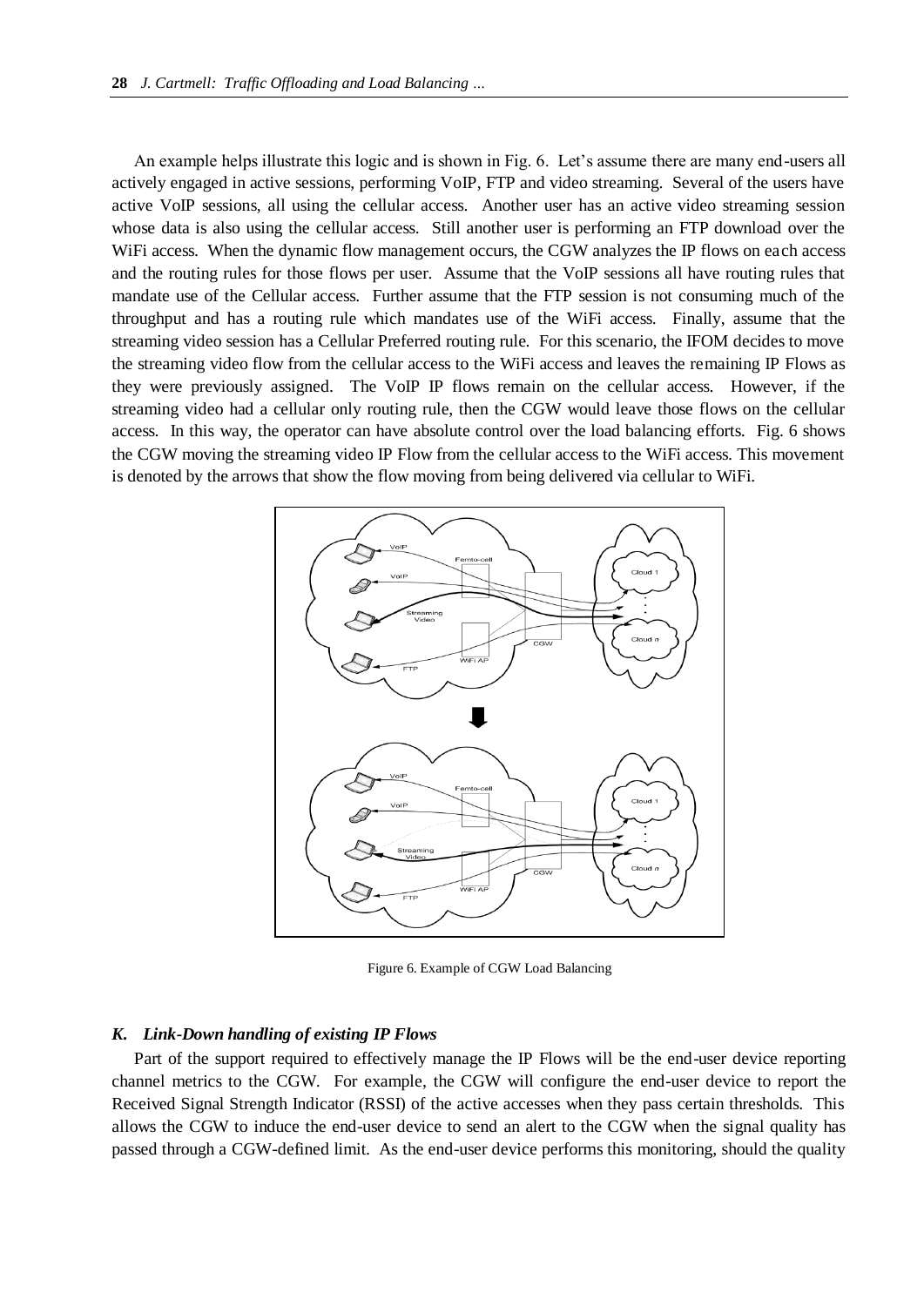An example helps illustrate this logic and is shown in Fig. 6. Let's assume there are many end-users all actively engaged in active sessions, performing VoIP, FTP and video streaming. Several of the users have active VoIP sessions, all using the cellular access. Another user has an active video streaming session whose data is also using the cellular access. Still another user is performing an FTP download over the WiFi access. When the dynamic flow management occurs, the CGW analyzes the IP flows on each access and the routing rules for those flows per user. Assume that the VoIP sessions all have routing rules that mandate use of the Cellular access. Further assume that the FTP session is not consuming much of the throughput and has a routing rule which mandates use of the WiFi access. Finally, assume that the streaming video session has a Cellular Preferred routing rule. For this scenario, the IFOM decides to move the streaming video flow from the cellular access to the WiFi access and leaves the remaining IP Flows as they were previously assigned. The VoIP IP flows remain on the cellular access. However, if the streaming video had a cellular only routing rule, then the CGW would leave those flows on the cellular access. In this way, the operator can have absolute control over the load balancing efforts. Fig. 6 shows the CGW moving the streaming video IP Flow from the cellular access to the WiFi access. This movement is denoted by the arrows that show the flow moving from being delivered via cellular to WiFi.

Figure 6. Example of CGW Load Balancing

### *K. Link-Down handling of existing IP Flows*

Part of the support required to effectively manage the IP Flows will be the end-user device reporting channel metrics to the CGW. For example, the CGW will configure the end-user device to report the Received Signal Strength Indicator (RSSI) of the active accesses when they pass certain thresholds. This allows the CGW to induce the end-user device to send an alert to the CGW when the signal quality has passed through a CGW-defined limit. As the end-user device performs this monitoring, should the quality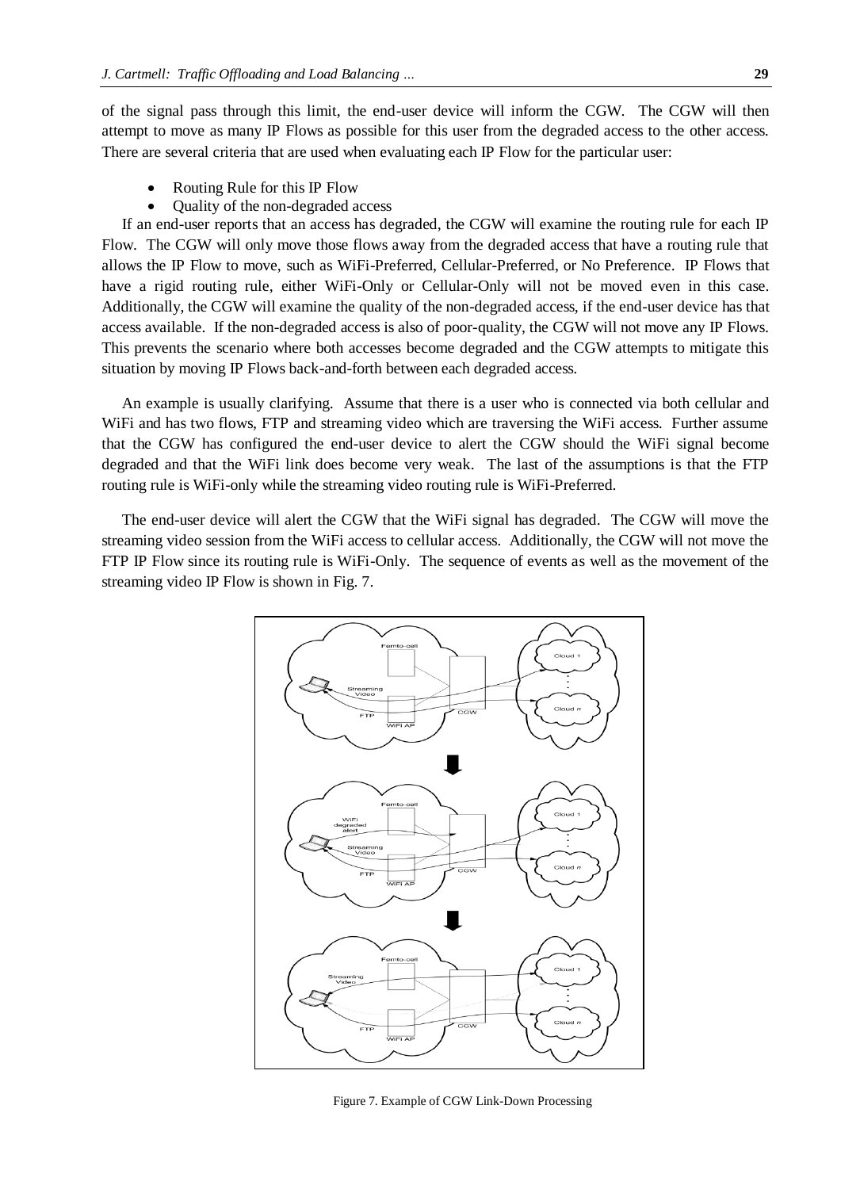of the signal pass through this limit, the end-user device will inform the CGW. The CGW will then attempt to move as many IP Flows as possible for this user from the degraded access to the other access. There are several criteria that are used when evaluating each IP Flow for the particular user:

- Routing Rule for this IP Flow
- Quality of the non-degraded access

If an end-user reports that an access has degraded, the CGW will examine the routing rule for each IP Flow. The CGW will only move those flows away from the degraded access that have a routing rule that allows the IP Flow to move, such as WiFi-Preferred, Cellular-Preferred, or No Preference. IP Flows that have a rigid routing rule, either WiFi-Only or Cellular-Only will not be moved even in this case. Additionally, the CGW will examine the quality of the non-degraded access, if the end-user device has that access available. If the non-degraded access is also of poor-quality, the CGW will not move any IP Flows. This prevents the scenario where both accesses become degraded and the CGW attempts to mitigate this situation by moving IP Flows back-and-forth between each degraded access.

An example is usually clarifying. Assume that there is a user who is connected via both cellular and WiFi and has two flows, FTP and streaming video which are traversing the WiFi access. Further assume that the CGW has configured the end-user device to alert the CGW should the WiFi signal become degraded and that the WiFi link does become very weak. The last of the assumptions is that the FTP routing rule is WiFi-only while the streaming video routing rule is WiFi-Preferred.

The end-user device will alert the CGW that the WiFi signal has degraded. The CGW will move the streaming video session from the WiFi access to cellular access. Additionally, the CGW will not move the FTP IP Flow since its routing rule is WiFi-Only. The sequence of events as well as the movement of the streaming video IP Flow is shown in Fig. 7.

Figure 7. Example of CGW Link-Down Processing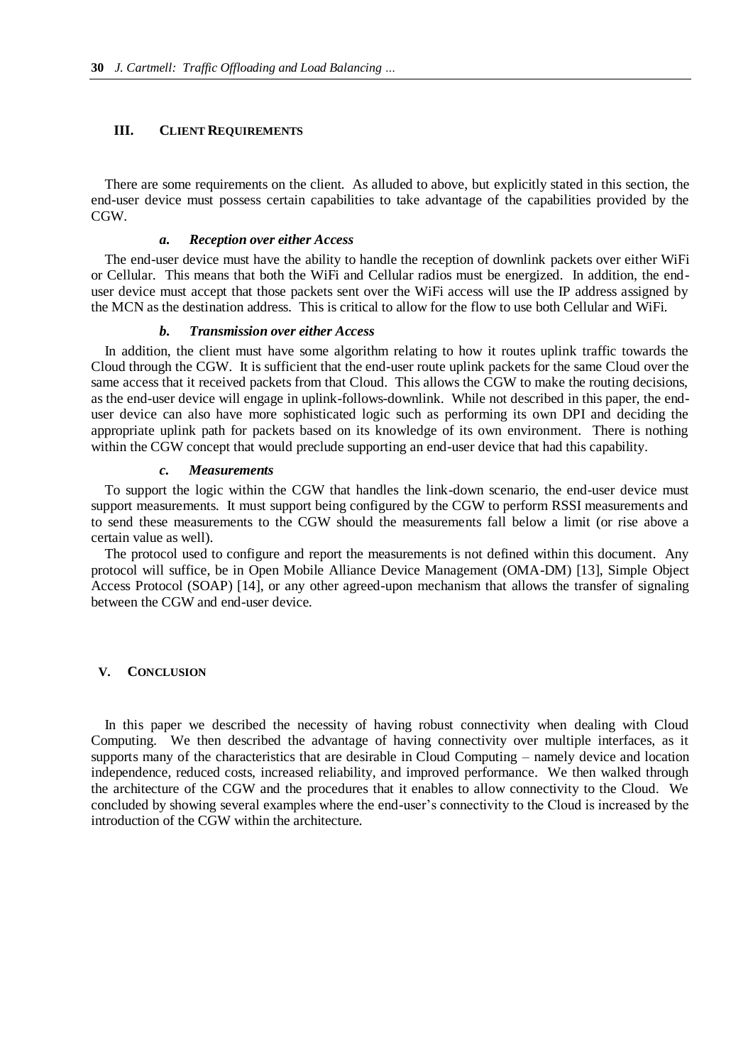## III. Client Requirements

There are some requirements on the client. As alluded to above, but explicitly stated in this section, the end-user device must possess certain capabilities to take advantage of the capabilities provided by the CGW.

### *a. Reception over either Access*

The end-user device must have the ability to handle the reception of downlink packets over either WiFi or Cellular. This means that both the WiFi and Cellular radios must be energized. In addition, the end-user device must accept that those packets sent over the WiFi access will use the IP address assigned by the MCN as the destination address. This is critical to allow for the flow to use both Cellular and WiFi.

### *b. Transmission over either Access*

In addition, the client must have some algorithm relating to how it routes uplink traffic towards the Cloud through the CGW. It is sufficient that the end-user route uplink packets for the same Cloud over the same access that it received packets from that Cloud. This allows the CGW to make the routing decisions, as the end-user device will engage in uplink-follows-downlink. While not described in this paper, the end-user device can also have more sophisticated logic such as performing its own DPI and deciding the appropriate uplink path for packets based on its knowledge of its own environment. There is nothing within the CGW concept that would preclude supporting an end-user device that had this capability.

### *c. Measurements*

To support the logic within the CGW that handles the link-down scenario, the end-user device must support measurements. It must support being configured by the CGW to perform RSSI measurements and to send these measurements to the CGW should the measurements fall below a limit (or rise above a certain value as well).

The protocol used to configure and report the measurements is not defined within this document. Any protocol will suffice, be in Open Mobile Alliance Device Management (OMA-DM) [13], Simple Object Access Protocol (SOAP) [14], or any other agreed-upon mechanism that allows the transfer of signaling between the CGW and end-user device.

## V. Conclusion

In this paper we described the necessity of having robust connectivity when dealing with Cloud Computing. We then described the advantage of having connectivity over multiple interfaces, as it supports many of the characteristics that are desirable in Cloud Computing – namely device and location independence, reduced costs, increased reliability, and improved performance. We then walked through the architecture of the CGW and the procedures that it enables to allow connectivity to the Cloud. We concluded by showing several examples where the end-user's connectivity to the Cloud is increased by the introduction of the CGW within the architecture.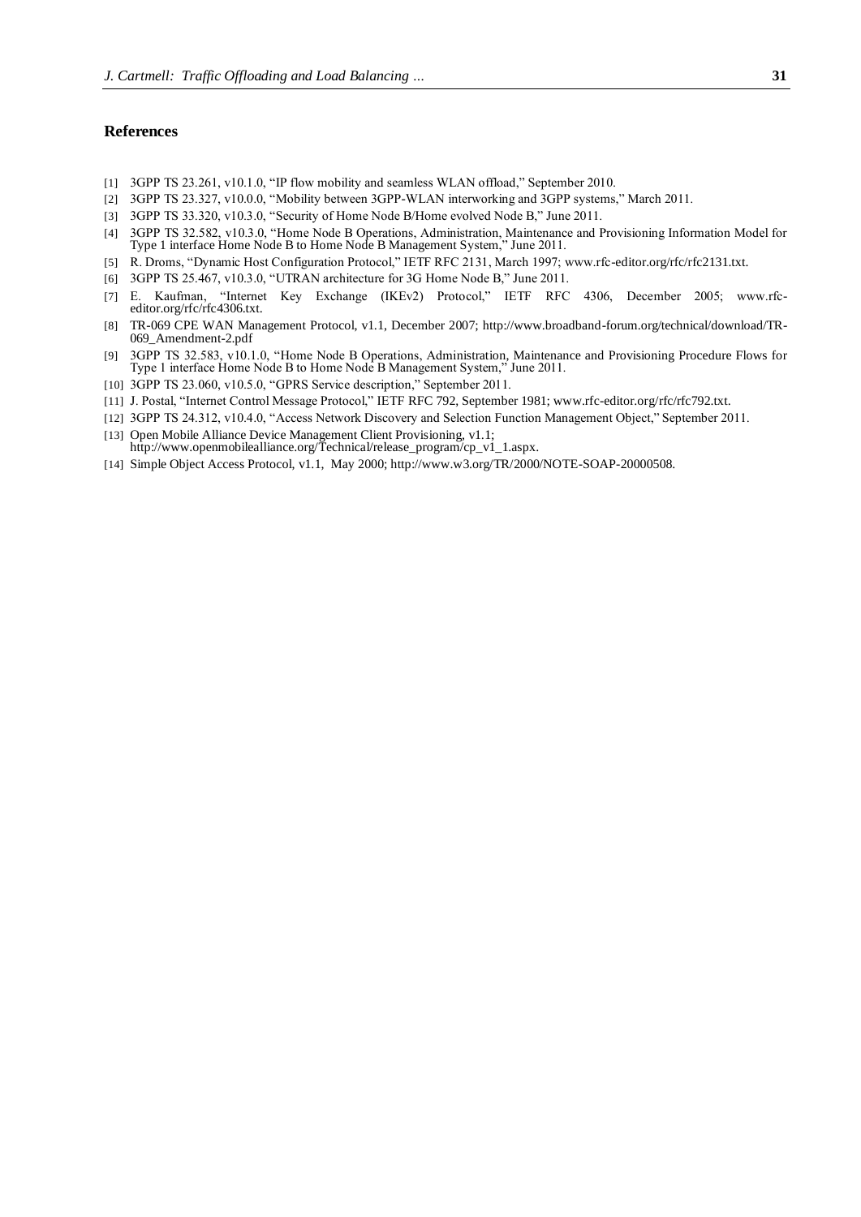## References

[1] 3GPP TS 23.261, v10.1.0, “IP flow mobility and seamless WLAN offload,” September 2010.

[2] 3GPP TS 23.327, v10.0.0, “Mobility between 3GPP-WLAN interworking and 3GPP systems,” March 2011.

[3] 3GPP TS 33.320, v10.3.0, “Security of Home Node B/Home evolved Node B,” June 2011.

[4] 3GPP TS 32.582, v10.3.0, “Home Node B Operations, Administration, Maintenance and Provisioning Information Model for Type 1 interface Home Node B to Home Node B Management System,” June 2011.

[5] R. Droms, “Dynamic Host Configuration Protocol,” IETF RFC 2131, March 1997; www.rfc-editor.org/rfc/rfc2131.txt.

[6] 3GPP TS 25.467, v10.3.0, “UTRAN architecture for 3G Home Node B,” June 2011.

[7] E. Kaufman, “Internet Key Exchange (IKEv2) Protocol,” IETF RFC 4306, December 2005; www.rfc-editor.org/rfc/rfc4306.txt.

[8] TR-069 CPE WAN Management Protocol, v1.1, December 2007; http://www.broadband-forum.org/technical/download/TR-069_Amendment-2.pdf

[9] 3GPP TS 32.583, v10.1.0, “Home Node B Operations, Administration, Maintenance and Provisioning Procedure Flows for Type 1 interface Home Node B to Home Node B Management System,” June 2011.

[10] 3GPP TS 23.060, v10.5.0, “GPRS Service description,” September 2011.

[11] J. Postal, “Internet Control Message Protocol,” IETF RFC 792, September 1981; www.rfc-editor.org/rfc/rfc792.txt.

[12] 3GPP TS 24.312, v10.4.0, “Access Network Discovery and Selection Function Management Object,” September 2011.

[13] Open Mobile Alliance Device Management Client Provisioning, v1.1; http://www.openmobilealliance.org/Technical/release_program/cp_v1_1.aspx.

[14] Simple Object Access Protocol, v1.1, May 2000; http://www.w3.org/TR/2000/NOTE-SOAP-20000508.